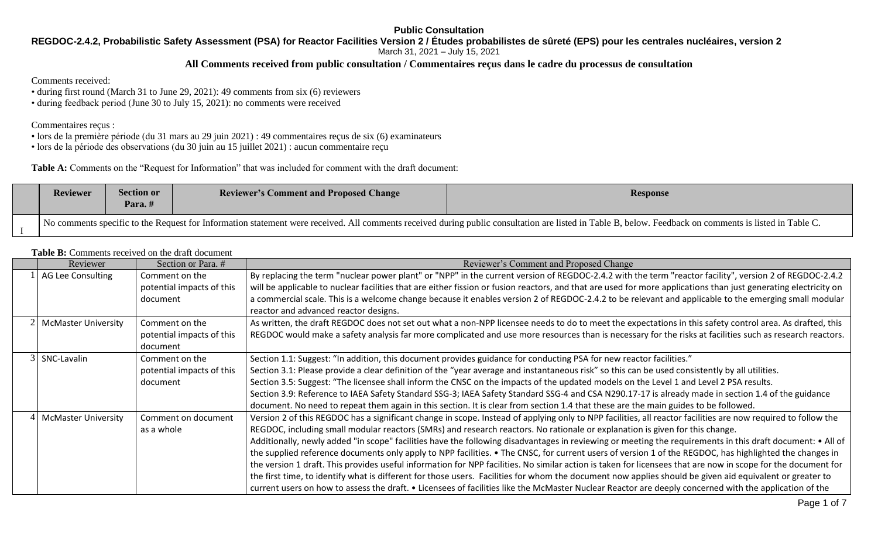**Public Consultation**

**REGDOC-2.4.2, Probabilistic Safety Assessment (PSA) for Reactor Facilities Version 2 / Études probabilistes de sûreté (EPS) pour les centrales nucléaires, version 2**

March 31, 2021 – July 15, 2021

**All Comments received from public consultation / Commentaires reçus dans le cadre du processus de consultation**

Comments received:

- during first round (March 31 to June 29, 2021): 49 comments from six (6) reviewers
- during feedback period (June 30 to July 15, 2021): no comments were received

Commentaires reçus :

- lors de la première période (du 31 mars au 29 juin 2021) : 49 commentaires reçus de six (6) examinateurs
- lors de la période des observations (du 30 juin au 15 juillet 2021) : aucun commentaire reçu

**Table A:** Comments on the "Request for Information" that was included for comment with the draft document:

| | Reviewer | Section or Para. # | Reviewer's Comment and Proposed Change | Response |
|---|---|---|---|---|
| I | No comments specific to the Request for Information statement were received. All comments received during public consultation are listed in Table B, below. Feedback on comments is listed in Table C. | | | |

**Table B:** Comments received on the draft document

| | Reviewer | Section or Para. # | Reviewer's Comment and Proposed Change |
|---|---|---|---|
| 1 | AG Lee Consulting | Comment on the potential impacts of this document | By replacing the term "nuclear power plant" or "NPP" in the current version of REGDOC-2.4.2 with the term "reactor facility", version 2 of REGDOC-2.4.2 will be applicable to nuclear facilities that are either fission or fusion reactors, and that are used for more applications than just generating electricity on a commercial scale. This is a welcome change because it enables version 2 of REGDOC-2.4.2 to be relevant and applicable to the emerging small modular reactor and advanced reactor designs. |
| 2 | McMaster University | Comment on the potential impacts of this document | As written, the draft REGDOC does not set out what a non-NPP licensee needs to do to meet the expectations in this safety control area. As drafted, this REGDOC would make a safety analysis far more complicated and use more resources than is necessary for the risks at facilities such as research reactors. |
| 3 | SNC-Lavalin | Comment on the potential impacts of this document | Section 1.1: Suggest: "In addition, this document provides guidance for conducting PSA for new reactor facilities."<br>Section 3.1: Please provide a clear definition of the "year average and instantaneous risk" so this can be used consistently by all utilities.<br>Section 3.5: Suggest: "The licensee shall inform the CNSC on the impacts of the updated models on the Level 1 and Level 2 PSA results.<br>Section 3.9: Reference to IAEA Safety Standard SSG-3; IAEA Safety Standard SSG-4 and CSA N290.17-17 is already made in section 1.4 of the guidance document. No need to repeat them again in this section. It is clear from section 1.4 that these are the main guides to be followed. |
| 4 | McMaster University | Comment on document as a whole | Version 2 of this REGDOC has a significant change in scope. Instead of applying only to NPP facilities, all reactor facilities are now required to follow the REGDOC, including small modular reactors (SMRs) and research reactors. No rationale or explanation is given for this change.<br>Additionally, newly added "in scope" facilities have the following disadvantages in reviewing or meeting the requirements in this draft document: • All of the supplied reference documents only apply to NPP facilities. • The CNSC, for current users of version 1 of the REGDOC, has highlighted the changes in the version 1 draft. This provides useful information for NPP facilities. No similar action is taken for licensees that are now in scope for the document for the first time, to identify what is different for those users. Facilities for whom the document now applies should be given aid equivalent or greater to current users on how to assess the draft. • Licensees of facilities like the McMaster Nuclear Reactor are deeply concerned with the application of the |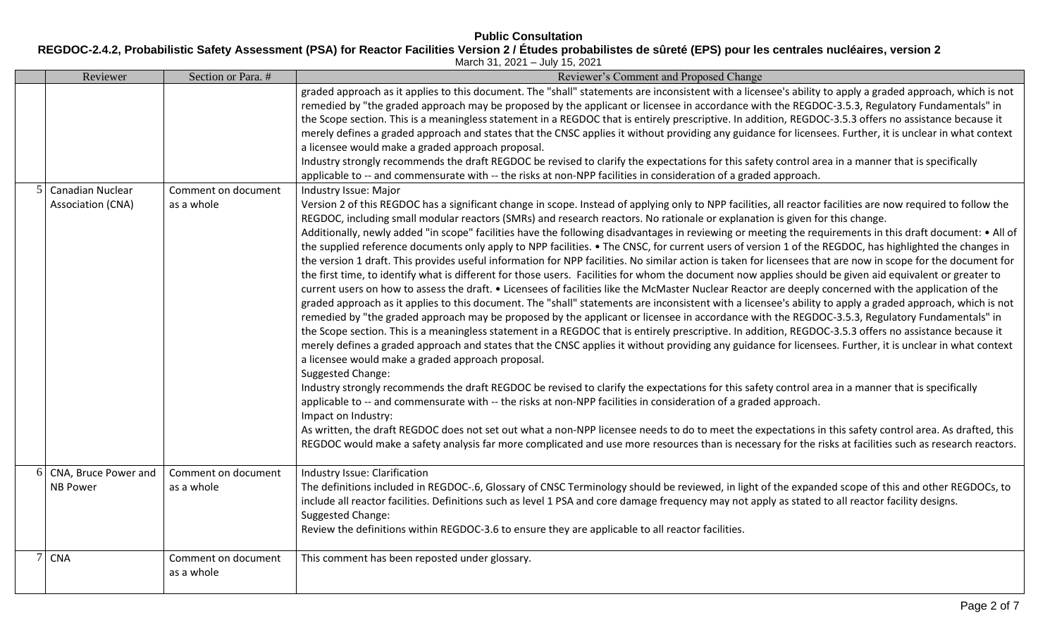**Public Consultation**

**REGDOC-2.4.2, Probabilistic Safety Assessment (PSA) for Reactor Facilities Version 2 / Études probabilistes de sûreté (EPS) pour les centrales nucléaires, version 2**

March 31, 2021 – July 15, 2021

| | Reviewer | Section or Para. # | Reviewer's Comment and Proposed Change |
|---|---|---|---|
| | | | graded approach as it applies to this document. The "shall" statements are inconsistent with a licensee's ability to apply a graded approach, which is not remedied by "the graded approach may be proposed by the applicant or licensee in accordance with the REGDOC-3.5.3, Regulatory Fundamentals" in the Scope section. This is a meaningless statement in a REGDOC that is entirely prescriptive. In addition, REGDOC-3.5.3 offers no assistance because it merely defines a graded approach and states that the CNSC applies it without providing any guidance for licensees. Further, it is unclear in what context a licensee would make a graded approach proposal.<br>Industry strongly recommends the draft REGDOC be revised to clarify the expectations for this safety control area in a manner that is specifically applicable to -- and commensurate with -- the risks at non-NPP facilities in consideration of a graded approach. |
| 5 | Canadian Nuclear Association (CNA) | Comment on document as a whole | Industry Issue: Major<br>Version 2 of this REGDOC has a significant change in scope. Instead of applying only to NPP facilities, all reactor facilities are now required to follow the REGDOC, including small modular reactors (SMRs) and research reactors. No rationale or explanation is given for this change.<br>Additionally, newly added "in scope" facilities have the following disadvantages in reviewing or meeting the requirements in this draft document: • All of the supplied reference documents only apply to NPP facilities. • The CNSC, for current users of version 1 of the REGDOC, has highlighted the changes in the version 1 draft. This provides useful information for NPP facilities. No similar action is taken for licensees that are now in scope for the document for the first time, to identify what is different for those users. Facilities for whom the document now applies should be given aid equivalent or greater to current users on how to assess the draft. • Licensees of facilities like the McMaster Nuclear Reactor are deeply concerned with the application of the graded approach as it applies to this document. The "shall" statements are inconsistent with a licensee's ability to apply a graded approach, which is not remedied by "the graded approach may be proposed by the applicant or licensee in accordance with the REGDOC-3.5.3, Regulatory Fundamentals" in the Scope section. This is a meaningless statement in a REGDOC that is entirely prescriptive. In addition, REGDOC-3.5.3 offers no assistance because it merely defines a graded approach and states that the CNSC applies it without providing any guidance for licensees. Further, it is unclear in what context a licensee would make a graded approach proposal.<br>Suggested Change:<br>Industry strongly recommends the draft REGDOC be revised to clarify the expectations for this safety control area in a manner that is specifically applicable to -- and commensurate with -- the risks at non-NPP facilities in consideration of a graded approach.<br>Impact on Industry:<br>As written, the draft REGDOC does not set out what a non-NPP licensee needs to do to meet the expectations in this safety control area. As drafted, this REGDOC would make a safety analysis far more complicated and use more resources than is necessary for the risks at facilities such as research reactors. |
| 6 | CNA, Bruce Power and NB Power | Comment on document as a whole | Industry Issue: Clarification<br>The definitions included in REGDOC-.6, Glossary of CNSC Terminology should be reviewed, in light of the expanded scope of this and other REGDOCs, to include all reactor facilities. Definitions such as level 1 PSA and core damage frequency may not apply as stated to all reactor facility designs.<br>Suggested Change:<br>Review the definitions within REGDOC-3.6 to ensure they are applicable to all reactor facilities. |
| 7 | CNA | Comment on document as a whole | This comment has been reposted under glossary. |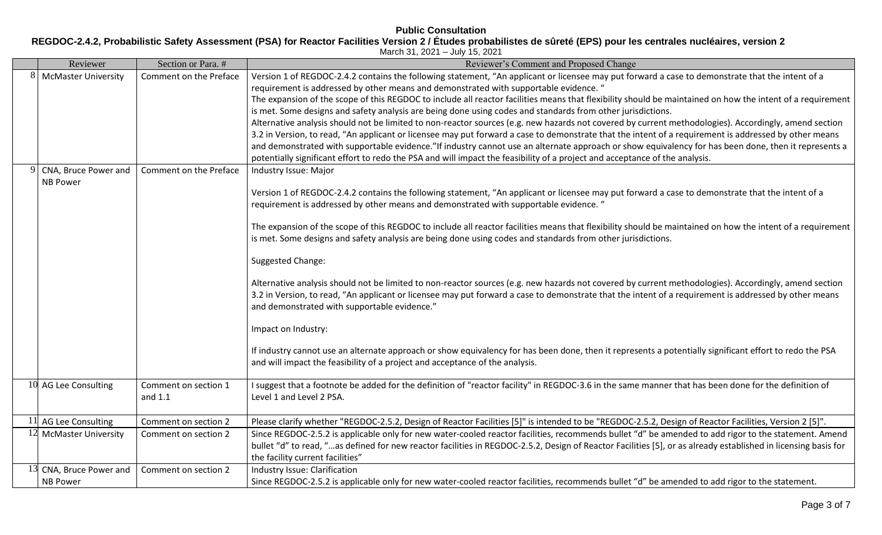**Public Consultation**

**REGDOC-2.4.2, Probabilistic Safety Assessment (PSA) for Reactor Facilities Version 2 / Études probabilistes de sûreté (EPS) pour les centrales nucléaires, version 2**

March 31, 2021 – July 15, 2021

| | Reviewer | Section or Para. # | Reviewer's Comment and Proposed Change |
|---|---|---|---|
| 8 | McMaster University | Comment on the Preface | Version 1 of REGDOC-2.4.2 contains the following statement, "An applicant or licensee may put forward a case to demonstrate that the intent of a requirement is addressed by other means and demonstrated with supportable evidence. "<br>The expansion of the scope of this REGDOC to include all reactor facilities means that flexibility should be maintained on how the intent of a requirement is met. Some designs and safety analysis are being done using codes and standards from other jurisdictions.<br>Alternative analysis should not be limited to non-reactor sources (e.g. new hazards not covered by current methodologies). Accordingly, amend section 3.2 in Version, to read, "An applicant or licensee may put forward a case to demonstrate that the intent of a requirement is addressed by other means and demonstrated with supportable evidence."If industry cannot use an alternate approach or show equivalency for has been done, then it represents a potentially significant effort to redo the PSA and will impact the feasibility of a project and acceptance of the analysis. |
| 9 | CNA, Bruce Power and NB Power | Comment on the Preface | Industry Issue: Major<br><br>Version 1 of REGDOC-2.4.2 contains the following statement, "An applicant or licensee may put forward a case to demonstrate that the intent of a requirement is addressed by other means and demonstrated with supportable evidence. "<br><br>The expansion of the scope of this REGDOC to include all reactor facilities means that flexibility should be maintained on how the intent of a requirement is met. Some designs and safety analysis are being done using codes and standards from other jurisdictions.<br><br>Suggested Change:<br><br>Alternative analysis should not be limited to non-reactor sources (e.g. new hazards not covered by current methodologies). Accordingly, amend section 3.2 in Version, to read, "An applicant or licensee may put forward a case to demonstrate that the intent of a requirement is addressed by other means and demonstrated with supportable evidence."<br><br>Impact on Industry:<br><br>If industry cannot use an alternate approach or show equivalency for has been done, then it represents a potentially significant effort to redo the PSA and will impact the feasibility of a project and acceptance of the analysis. |
| 10 | AG Lee Consulting | Comment on section 1 and 1.1 | I suggest that a footnote be added for the definition of "reactor facility" in REGDOC-3.6 in the same manner that has been done for the definition of Level 1 and Level 2 PSA. |
| 11 | AG Lee Consulting | Comment on section 2 | Please clarify whether "REGDOC-2.5.2, Design of Reactor Facilities [5]" is intended to be "REGDOC-2.5.2, Design of Reactor Facilities, Version 2 [5]". |
| 12 | McMaster University | Comment on section 2 | Since REGDOC-2.5.2 is applicable only for new water-cooled reactor facilities, recommends bullet "d" be amended to add rigor to the statement. Amend bullet "d" to read, "…as defined for new reactor facilities in REGDOC-2.5.2, Design of Reactor Facilities [5], or as already established in licensing basis for the facility current facilities" |
| 13 | CNA, Bruce Power and NB Power | Comment on section 2 | Industry Issue: Clarification<br>Since REGDOC-2.5.2 is applicable only for new water-cooled reactor facilities, recommends bullet "d" be amended to add rigor to the statement. |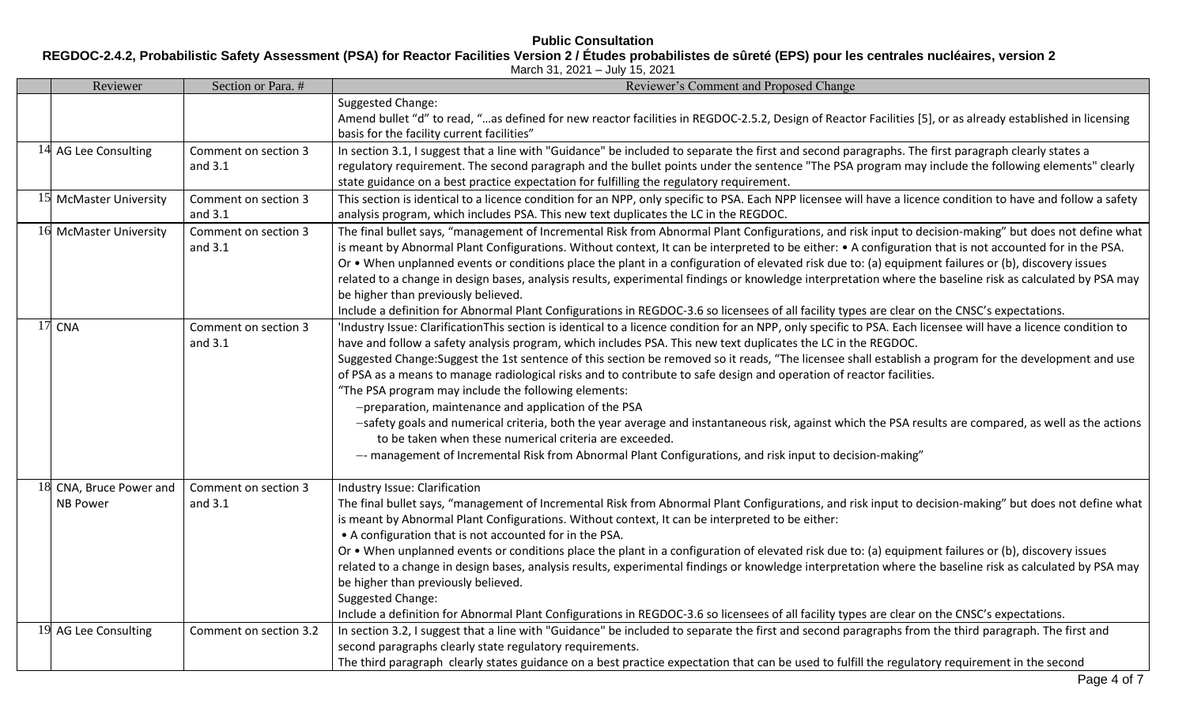| | Reviewer | Section or Para. # | Reviewer's Comment and Proposed Change |
|---|---|---|---|
| | | | Suggested Change:<br>Amend bullet "d" to read, "…as defined for new reactor facilities in REGDOC-2.5.2, Design of Reactor Facilities [5], or as already established in licensing basis for the facility current facilities" |
| 14 | AG Lee Consulting | Comment on section 3 and 3.1 | In section 3.1, I suggest that a line with "Guidance" be included to separate the first and second paragraphs. The first paragraph clearly states a regulatory requirement. The second paragraph and the bullet points under the sentence "The PSA program may include the following elements" clearly state guidance on a best practice expectation for fulfilling the regulatory requirement. |
| 15 | McMaster University | Comment on section 3 and 3.1 | This section is identical to a licence condition for an NPP, only specific to PSA. Each NPP licensee will have a licence condition to have and follow a safety analysis program, which includes PSA. This new text duplicates the LC in the REGDOC. |
| 16 | McMaster University | Comment on section 3 and 3.1 | The final bullet says, "management of Incremental Risk from Abnormal Plant Configurations, and risk input to decision-making" but does not define what is meant by Abnormal Plant Configurations. Without context, It can be interpreted to be either: • A configuration that is not accounted for in the PSA. Or • When unplanned events or conditions place the plant in a configuration of elevated risk due to: (a) equipment failures or (b), discovery issues related to a change in design bases, analysis results, experimental findings or knowledge interpretation where the baseline risk as calculated by PSA may be higher than previously believed.<br>Include a definition for Abnormal Plant Configurations in REGDOC-3.6 so licensees of all facility types are clear on the CNSC's expectations. |
| 17 | CNA | Comment on section 3 and 3.1 | 'Industry Issue: ClarificationThis section is identical to a licence condition for an NPP, only specific to PSA. Each licensee will have a licence condition to have and follow a safety analysis program, which includes PSA. This new text duplicates the LC in the REGDOC.<br>Suggested Change:Suggest the 1st sentence of this section be removed so it reads, "The licensee shall establish a program for the development and use of PSA as a means to manage radiological risks and to contribute to safe design and operation of reactor facilities.<br>"The PSA program may include the following elements:<br>−preparation, maintenance and application of the PSA<br>−safety goals and numerical criteria, both the year average and instantaneous risk, against which the PSA results are compared, as well as the actions to be taken when these numerical criteria are exceeded.<br>−- management of Incremental Risk from Abnormal Plant Configurations, and risk input to decision-making" |
| 18 | CNA, Bruce Power and NB Power | Comment on section 3 and 3.1 | Industry Issue: Clarification<br>The final bullet says, "management of Incremental Risk from Abnormal Plant Configurations, and risk input to decision-making" but does not define what is meant by Abnormal Plant Configurations. Without context, It can be interpreted to be either:<br>• A configuration that is not accounted for in the PSA.<br>Or • When unplanned events or conditions place the plant in a configuration of elevated risk due to: (a) equipment failures or (b), discovery issues related to a change in design bases, analysis results, experimental findings or knowledge interpretation where the baseline risk as calculated by PSA may be higher than previously believed.<br>Suggested Change:<br>Include a definition for Abnormal Plant Configurations in REGDOC-3.6 so licensees of all facility types are clear on the CNSC's expectations. |
| 19 | AG Lee Consulting | Comment on section 3.2 | In section 3.2, I suggest that a line with "Guidance" be included to separate the first and second paragraphs from the third paragraph. The first and second paragraphs clearly state regulatory requirements.<br>The third paragraph clearly states guidance on a best practice expectation that can be used to fulfill the regulatory requirement in the second |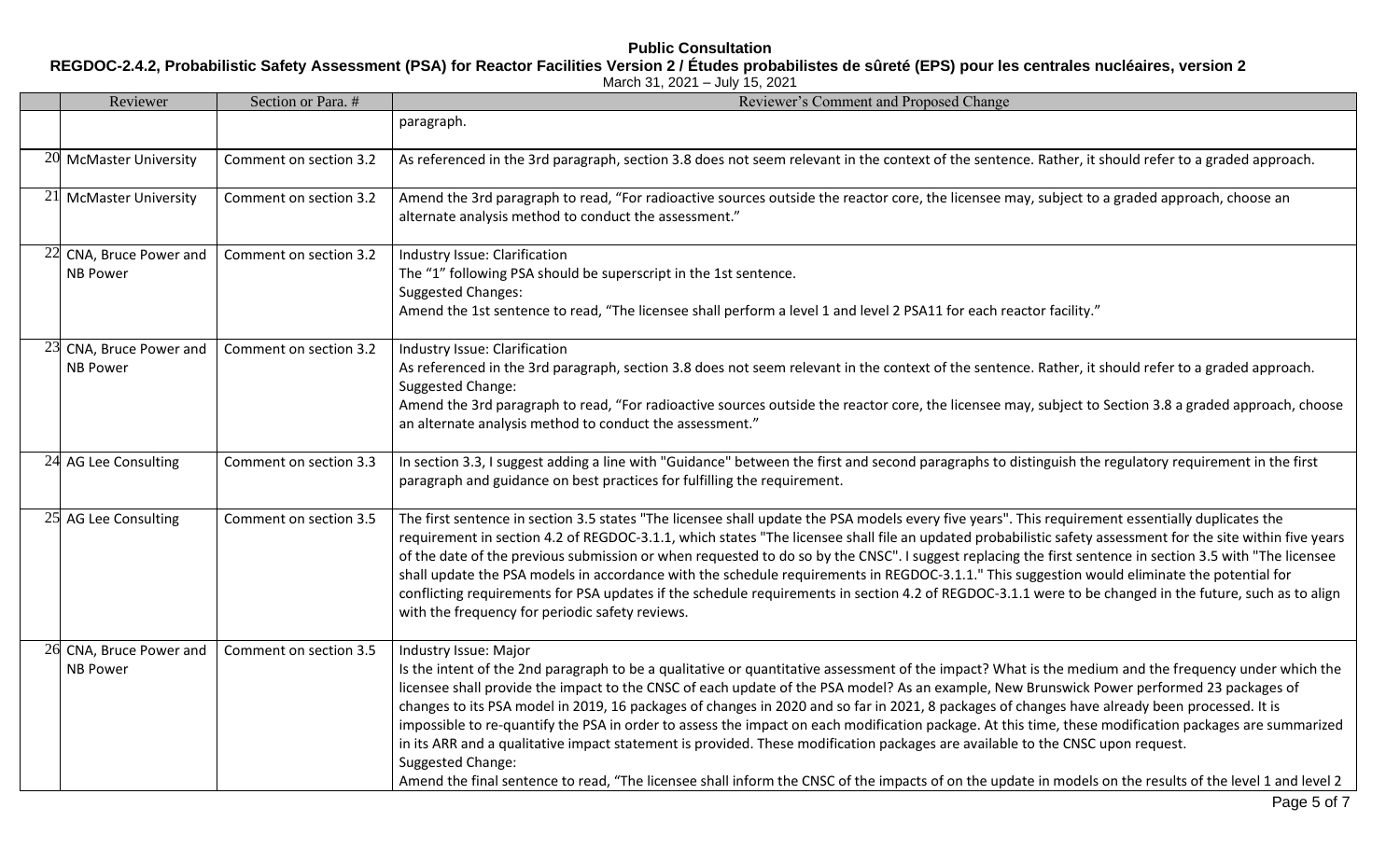# Public Consultation

**REGDOC-2.4.2, Probabilistic Safety Assessment (PSA) for Reactor Facilities Version 2 / Études probabilistes de sûreté (EPS) pour les centrales nucléaires, version 2**

March 31, 2021 – July 15, 2021

| | Reviewer | Section or Para. # | Reviewer's Comment and Proposed Change |
|---|---|---|---|
| | | | paragraph. |
| 20 | McMaster University | Comment on section 3.2 | As referenced in the 3rd paragraph, section 3.8 does not seem relevant in the context of the sentence. Rather, it should refer to a graded approach. |
| 21 | McMaster University | Comment on section 3.2 | Amend the 3rd paragraph to read, "For radioactive sources outside the reactor core, the licensee may, subject to a graded approach, choose an alternate analysis method to conduct the assessment." |
| 22 | CNA, Bruce Power and NB Power | Comment on section 3.2 | Industry Issue: Clarification<br>The "1" following PSA should be superscript in the 1st sentence.<br>Suggested Changes:<br>Amend the 1st sentence to read, "The licensee shall perform a level 1 and level 2 PSA11 for each reactor facility." |
| 23 | CNA, Bruce Power and NB Power | Comment on section 3.2 | Industry Issue: Clarification<br>As referenced in the 3rd paragraph, section 3.8 does not seem relevant in the context of the sentence. Rather, it should refer to a graded approach.<br>Suggested Change:<br>Amend the 3rd paragraph to read, "For radioactive sources outside the reactor core, the licensee may, subject to Section 3.8 a graded approach, choose an alternate analysis method to conduct the assessment." |
| 24 | AG Lee Consulting | Comment on section 3.3 | In section 3.3, I suggest adding a line with "Guidance" between the first and second paragraphs to distinguish the regulatory requirement in the first paragraph and guidance on best practices for fulfilling the requirement. |
| 25 | AG Lee Consulting | Comment on section 3.5 | The first sentence in section 3.5 states "The licensee shall update the PSA models every five years". This requirement essentially duplicates the requirement in section 4.2 of REGDOC-3.1.1, which states "The licensee shall file an updated probabilistic safety assessment for the site within five years of the date of the previous submission or when requested to do so by the CNSC". I suggest replacing the first sentence in section 3.5 with "The licensee shall update the PSA models in accordance with the schedule requirements in REGDOC-3.1.1." This suggestion would eliminate the potential for conflicting requirements for PSA updates if the schedule requirements in section 4.2 of REGDOC-3.1.1 were to be changed in the future, such as to align with the frequency for periodic safety reviews. |
| 26 | CNA, Bruce Power and NB Power | Comment on section 3.5 | Industry Issue: Major<br>Is the intent of the 2nd paragraph to be a qualitative or quantitative assessment of the impact? What is the medium and the frequency under which the licensee shall provide the impact to the CNSC of each update of the PSA model? As an example, New Brunswick Power performed 23 packages of changes to its PSA model in 2019, 16 packages of changes in 2020 and so far in 2021, 8 packages of changes have already been processed. It is impossible to re-quantify the PSA in order to assess the impact on each modification package. At this time, these modification packages are summarized in its ARR and a qualitative impact statement is provided. These modification packages are available to the CNSC upon request.<br>Suggested Change:<br>Amend the final sentence to read, "The licensee shall inform the CNSC of the impacts of on the update in models on the results of the level 1 and level 2 |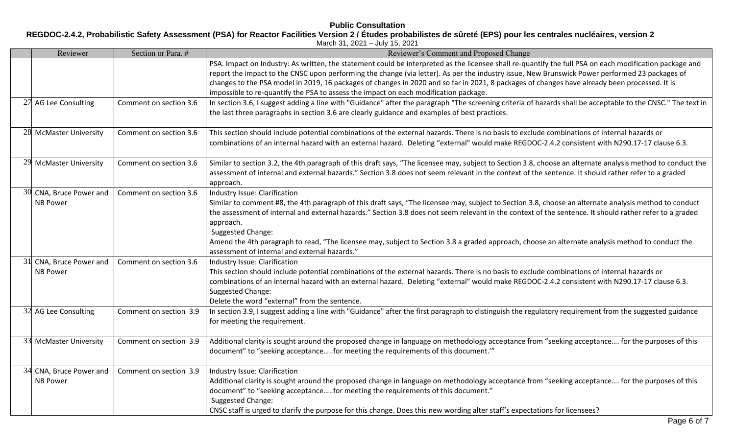**Public Consultation**

**REGDOC-2.4.2, Probabilistic Safety Assessment (PSA) for Reactor Facilities Version 2 / Études probabilistes de sûreté (EPS) pour les centrales nucléaires, version 2**

March 31, 2021 – July 15, 2021

| | Reviewer | Section or Para. # | Reviewer's Comment and Proposed Change |
|---|---|---|---|
| | | | PSA. Impact on Industry: As written, the statement could be interpreted as the licensee shall re-quantify the full PSA on each modification package and report the impact to the CNSC upon performing the change (via letter). As per the industry issue, New Brunswick Power performed 23 packages of changes to the PSA model in 2019, 16 packages of changes in 2020 and so far in 2021, 8 packages of changes have already been processed. It is impossible to re-quantify the PSA to assess the impact on each modification package. |
| 27 | AG Lee Consulting | Comment on section 3.6 | In section 3.6, I suggest adding a line with "Guidance" after the paragraph "The screening criteria of hazards shall be acceptable to the CNSC." The text in the last three paragraphs in section 3.6 are clearly guidance and examples of best practices. |
| 28 | McMaster University | Comment on section 3.6 | This section should include potential combinations of the external hazards. There is no basis to exclude combinations of internal hazards or combinations of an internal hazard with an external hazard. Deleting "external" would make REGDOC-2.4.2 consistent with N290.17-17 clause 6.3. |
| 29 | McMaster University | Comment on section 3.6 | Similar to section 3.2, the 4th paragraph of this draft says, "The licensee may, subject to Section 3.8, choose an alternate analysis method to conduct the assessment of internal and external hazards." Section 3.8 does not seem relevant in the context of the sentence. It should rather refer to a graded approach. |
| 30 | CNA, Bruce Power and NB Power | Comment on section 3.6 | Industry Issue: Clarification<br>Similar to comment #8, the 4th paragraph of this draft says, "The licensee may, subject to Section 3.8, choose an alternate analysis method to conduct the assessment of internal and external hazards." Section 3.8 does not seem relevant in the context of the sentence. It should rather refer to a graded approach.<br>Suggested Change:<br>Amend the 4th paragraph to read, "The licensee may, subject to Section 3.8 a graded approach, choose an alternate analysis method to conduct the assessment of internal and external hazards." |
| 31 | CNA, Bruce Power and NB Power | Comment on section 3.6 | Industry Issue: Clarification<br>This section should include potential combinations of the external hazards. There is no basis to exclude combinations of internal hazards or combinations of an internal hazard with an external hazard. Deleting "external" would make REGDOC-2.4.2 consistent with N290.17-17 clause 6.3.<br>Suggested Change:<br>Delete the word "external" from the sentence. |
| 32 | AG Lee Consulting | Comment on section 3.9 | In section 3.9, I suggest adding a line with "Guidance" after the first paragraph to distinguish the regulatory requirement from the suggested guidance for meeting the requirement. |
| 33 | McMaster University | Comment on section 3.9 | Additional clarity is sought around the proposed change in language on methodology acceptance from "seeking acceptance…. for the purposes of this document" to "seeking acceptance…..for meeting the requirements of this document.'" |
| 34 | CNA, Bruce Power and NB Power | Comment on section 3.9 | Industry Issue: Clarification<br>Additional clarity is sought around the proposed change in language on methodology acceptance from "seeking acceptance…. for the purposes of this document" to "seeking acceptance…..for meeting the requirements of this document."<br>Suggested Change:<br>CNSC staff is urged to clarify the purpose for this change. Does this new wording alter staff's expectations for licensees? |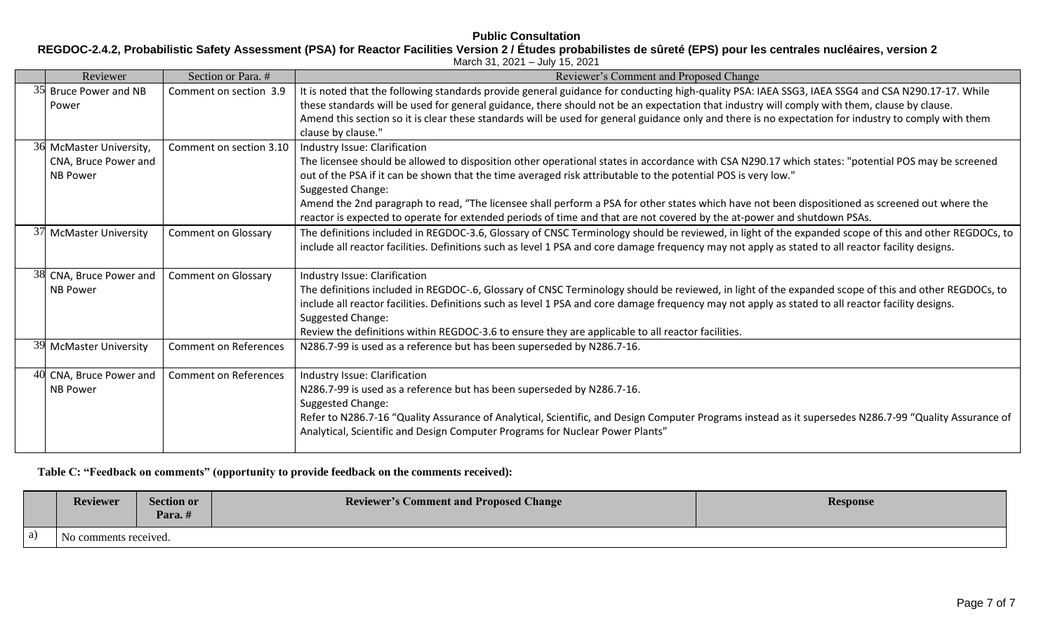**Public Consultation**

**REGDOC-2.4.2, Probabilistic Safety Assessment (PSA) for Reactor Facilities Version 2 / Études probabilistes de sûreté (EPS) pour les centrales nucléaires, version 2**

March 31, 2021 – July 15, 2021

| | Reviewer | Section or Para. # | Reviewer's Comment and Proposed Change |
|---|---|---|---|
| 35 | Bruce Power and NB Power | Comment on section 3.9 | It is noted that the following standards provide general guidance for conducting high-quality PSA: IAEA SSG3, IAEA SSG4 and CSA N290.17-17. While these standards will be used for general guidance, there should not be an expectation that industry will comply with them, clause by clause. Amend this section so it is clear these standards will be used for general guidance only and there is no expectation for industry to comply with them clause by clause." |
| 36 | McMaster University, CNA, Bruce Power and NB Power | Comment on section 3.10 | Industry Issue: Clarification<br>The licensee should be allowed to disposition other operational states in accordance with CSA N290.17 which states: "potential POS may be screened out of the PSA if it can be shown that the time averaged risk attributable to the potential POS is very low."<br>Suggested Change:<br>Amend the 2nd paragraph to read, "The licensee shall perform a PSA for other states which have not been dispositioned as screened out where the reactor is expected to operate for extended periods of time and that are not covered by the at-power and shutdown PSAs. |
| 37 | McMaster University | Comment on Glossary | The definitions included in REGDOC-3.6, Glossary of CNSC Terminology should be reviewed, in light of the expanded scope of this and other REGDOCs, to include all reactor facilities. Definitions such as level 1 PSA and core damage frequency may not apply as stated to all reactor facility designs. |
| 38 | CNA, Bruce Power and NB Power | Comment on Glossary | Industry Issue: Clarification<br>The definitions included in REGDOC-.6, Glossary of CNSC Terminology should be reviewed, in light of the expanded scope of this and other REGDOCs, to include all reactor facilities. Definitions such as level 1 PSA and core damage frequency may not apply as stated to all reactor facility designs.<br>Suggested Change:<br>Review the definitions within REGDOC-3.6 to ensure they are applicable to all reactor facilities. |
| 39 | McMaster University | Comment on References | N286.7-99 is used as a reference but has been superseded by N286.7-16. |
| 40 | CNA, Bruce Power and NB Power | Comment on References | Industry Issue: Clarification<br>N286.7-99 is used as a reference but has been superseded by N286.7-16.<br>Suggested Change:<br>Refer to N286.7-16 "Quality Assurance of Analytical, Scientific, and Design Computer Programs instead as it supersedes N286.7-99 "Quality Assurance of Analytical, Scientific and Design Computer Programs for Nuclear Power Plants" |

**Table C: "Feedback on comments" (opportunity to provide feedback on the comments received):**

| | Reviewer | Section or Para. # | Reviewer's Comment and Proposed Change | Response |
|---|---|---|---|---|
| a) | No comments received. | | | |